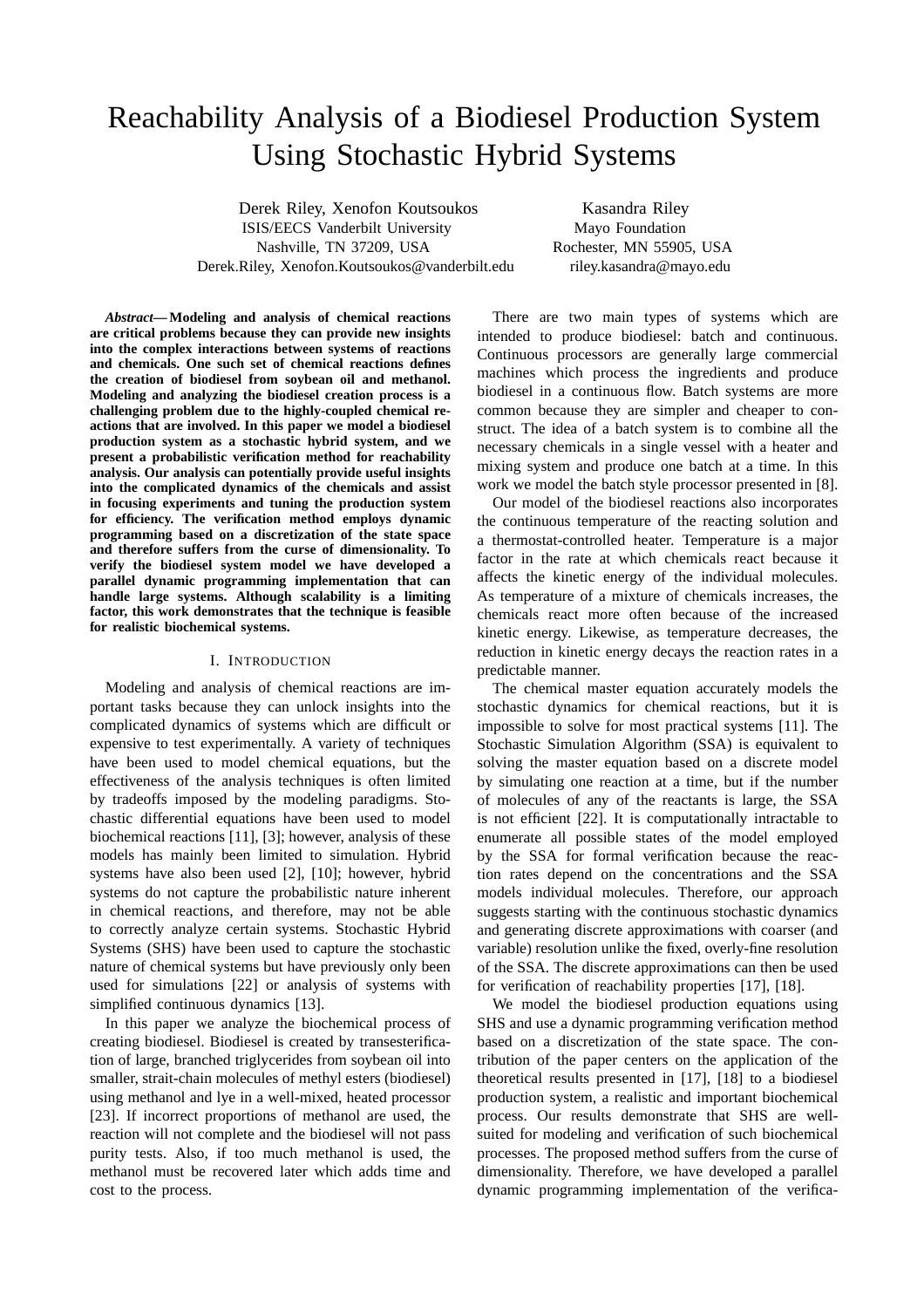# Reachability Analysis of a Biodiesel Production System Using Stochastic Hybrid Systems

Derek Riley, Xenofon Koutsoukos
ISIS/EECS Vanderbilt University
Nashville, TN 37209, USA
Derek.Riley, Xenofon.Koutsoukos@vanderbilt.edu

Kasandra Riley
Mayo Foundation
Rochester, MN 55905, USA
riley.kasandra@mayo.edu

***Abstract*— Modeling and analysis of chemical reactions are critical problems because they can provide new insights into the complex interactions between systems of reactions and chemicals. One such set of chemical reactions defines the creation of biodiesel from soybean oil and methanol. Modeling and analyzing the biodiesel creation process is a challenging problem due to the highly-coupled chemical reactions that are involved. In this paper we model a biodiesel production system as a stochastic hybrid system, and we present a probabilistic verification method for reachability analysis. Our analysis can potentially provide useful insights into the complicated dynamics of the chemicals and assist in focusing experiments and tuning the production system for efficiency. The verification method employs dynamic programming based on a discretization of the state space and therefore suffers from the curse of dimensionality. To verify the biodiesel system model we have developed a parallel dynamic programming implementation that can handle large systems. Although scalability is a limiting factor, this work demonstrates that the technique is feasible for realistic biochemical systems.**

## I. Introduction

Modeling and analysis of chemical reactions are important tasks because they can unlock insights into the complicated dynamics of systems which are difficult or expensive to test experimentally. A variety of techniques have been used to model chemical equations, but the effectiveness of the analysis techniques is often limited by tradeoffs imposed by the modeling paradigms. Stochastic differential equations have been used to model biochemical reactions [11], [3]; however, analysis of these models has mainly been limited to simulation. Hybrid systems have also been used [2], [10]; however, hybrid systems do not capture the probabilistic nature inherent in chemical reactions, and therefore, may not be able to correctly analyze certain systems. Stochastic Hybrid Systems (SHS) have been used to capture the stochastic nature of chemical systems but have previously only been used for simulations [22] or analysis of systems with simplified continuous dynamics [13].

In this paper we analyze the biochemical process of creating biodiesel. Biodiesel is created by transesterification of large, branched triglycerides from soybean oil into smaller, strait-chain molecules of methyl esters (biodiesel) using methanol and lye in a well-mixed, heated processor [23]. If incorrect proportions of methanol are used, the reaction will not complete and the biodiesel will not pass purity tests. Also, if too much methanol is used, the methanol must be recovered later which adds time and cost to the process.

There are two main types of systems which are intended to produce biodiesel: batch and continuous. Continuous processors are generally large commercial machines which process the ingredients and produce biodiesel in a continuous flow. Batch systems are more common because they are simpler and cheaper to construct. The idea of a batch system is to combine all the necessary chemicals in a single vessel with a heater and mixing system and produce one batch at a time. In this work we model the batch style processor presented in [8].

Our model of the biodiesel reactions also incorporates the continuous temperature of the reacting solution and a thermostat-controlled heater. Temperature is a major factor in the rate at which chemicals react because it affects the kinetic energy of the individual molecules. As temperature of a mixture of chemicals increases, the chemicals react more often because of the increased kinetic energy. Likewise, as temperature decreases, the reduction in kinetic energy decays the reaction rates in a predictable manner.

The chemical master equation accurately models the stochastic dynamics for chemical reactions, but it is impossible to solve for most practical systems [11]. The Stochastic Simulation Algorithm (SSA) is equivalent to solving the master equation based on a discrete model by simulating one reaction at a time, but if the number of molecules of any of the reactants is large, the SSA is not efficient [22]. It is computationally intractable to enumerate all possible states of the model employed by the SSA for formal verification because the reaction rates depend on the concentrations and the SSA models individual molecules. Therefore, our approach suggests starting with the continuous stochastic dynamics and generating discrete approximations with coarser (and variable) resolution unlike the fixed, overly-fine resolution of the SSA. The discrete approximations can then be used for verification of reachability properties [17], [18].

We model the biodiesel production equations using SHS and use a dynamic programming verification method based on a discretization of the state space. The contribution of the paper centers on the application of the theoretical results presented in [17], [18] to a biodiesel production system, a realistic and important biochemical process. Our results demonstrate that SHS are well-suited for modeling and verification of such biochemical processes. The proposed method suffers from the curse of dimensionality. Therefore, we have developed a parallel dynamic programming implementation of the verifica-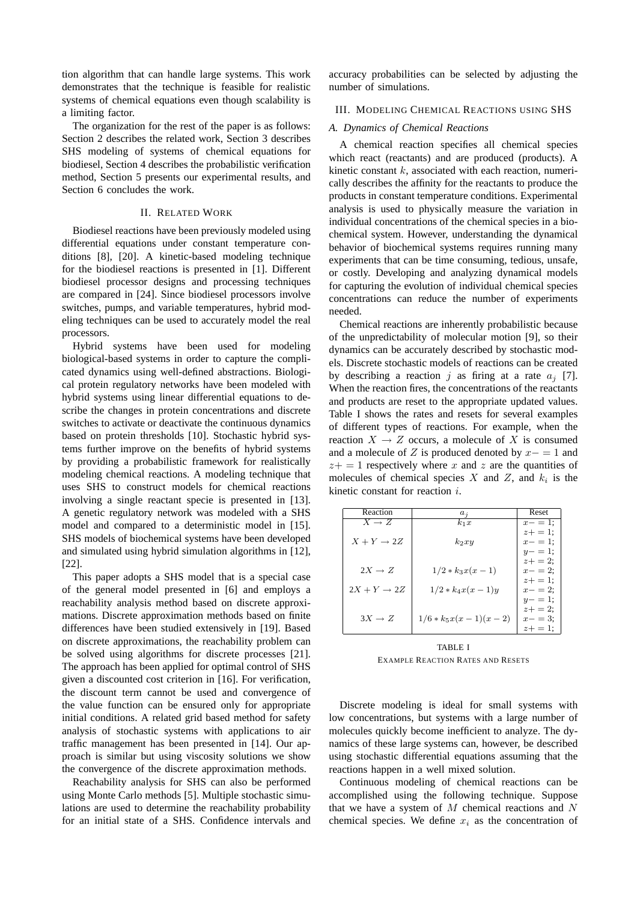tion algorithm that can handle large systems. This work demonstrates that the technique is feasible for realistic systems of chemical equations even though scalability is a limiting factor.

The organization for the rest of the paper is as follows: Section 2 describes the related work, Section 3 describes SHS modeling of systems of chemical equations for biodiesel, Section 4 describes the probabilistic verification method, Section 5 presents our experimental results, and Section 6 concludes the work.

## II. Related Work

Biodiesel reactions have been previously modeled using differential equations under constant temperature conditions [8], [20]. A kinetic-based modeling technique for the biodiesel reactions is presented in [1]. Different biodiesel processor designs and processing techniques are compared in [24]. Since biodiesel processors involve switches, pumps, and variable temperatures, hybrid modeling techniques can be used to accurately model the real processors.

Hybrid systems have been used for modeling biological-based systems in order to capture the complicated dynamics using well-defined abstractions. Biological protein regulatory networks have been modeled with hybrid systems using linear differential equations to describe the changes in protein concentrations and discrete switches to activate or deactivate the continuous dynamics based on protein thresholds [10]. Stochastic hybrid systems further improve on the benefits of hybrid systems by providing a probabilistic framework for realistically modeling chemical reactions. A modeling technique that uses SHS to construct models for chemical reactions involving a single reactant specie is presented in [13]. A genetic regulatory network was modeled with a SHS model and compared to a deterministic model in [15]. SHS models of biochemical systems have been developed and simulated using hybrid simulation algorithms in [12], [22].

This paper adopts a SHS model that is a special case of the general model presented in [6] and employs a reachability analysis method based on discrete approximations. Discrete approximation methods based on finite differences have been studied extensively in [19]. Based on discrete approximations, the reachability problem can be solved using algorithms for discrete processes [21]. The approach has been applied for optimal control of SHS given a discounted cost criterion in [16]. For verification, the discount term cannot be used and convergence of the value function can be ensured only for appropriate initial conditions. A related grid based method for safety analysis of stochastic systems with applications to air traffic management has been presented in [14]. Our approach is similar but using viscosity solutions we show the convergence of the discrete approximation methods.

Reachability analysis for SHS can also be performed using Monte Carlo methods [5]. Multiple stochastic simulations are used to determine the reachability probability for an initial state of a SHS. Confidence intervals and accuracy probabilities can be selected by adjusting the number of simulations.

## III. Modeling Chemical Reactions using SHS

### A. Dynamics of Chemical Reactions

A chemical reaction specifies all chemical species which react (reactants) and are produced (products). A kinetic constant $k$, associated with each reaction, numerically describes the affinity for the reactants to produce the products in constant temperature conditions. Experimental analysis is used to physically measure the variation in individual concentrations of the chemical species in a biochemical system. However, understanding the dynamical behavior of biochemical systems requires running many experiments that can be time consuming, tedious, unsafe, or costly. Developing and analyzing dynamical models for capturing the evolution of individual chemical species concentrations can reduce the number of experiments needed.

Chemical reactions are inherently probabilistic because of the unpredictability of molecular motion [9], so their dynamics can be accurately described by stochastic models. Discrete stochastic models of reactions can be created by describing a reaction $j$ as firing at a rate $a_j$ [7]. When the reaction fires, the concentrations of the reactants and products are reset to the appropriate updated values. Table I shows the rates and resets for several examples of different types of reactions. For example, when the reaction $X \rightarrow Z$ occurs, a molecule of $X$ is consumed and a molecule of $Z$ is produced denoted by $x- = 1$ and $z+ = 1$ respectively where $x$ and $z$ are the quantities of molecules of chemical species $X$ and $Z$, and $k_i$ is the kinetic constant for reaction $i$.

| Reaction | $a_j$ | Reset |
|---|---|---|
| $X \rightarrow Z$ | $k_1 x$ | $x- = 1;$ $z+ = 1;$ |
| $X + Y \rightarrow 2Z$ | $k_2 xy$ | $x- = 1;$ $y- = 1;$ $z+ = 2;$ |
| $2X \rightarrow Z$ | $1/2 * k_3 x(x-1)$ | $x- = 2;$ $z+ = 1;$ |
| $2X + Y \rightarrow 2Z$ | $1/2 * k_4 x(x-1)y$ | $x- = 2;$ $y- = 1;$ $z+ = 2;$ |
| $3X \rightarrow Z$ | $1/6 * k_5 x(x-1)(x-2)$ | $x- = 3;$ $z+ = 1;$ |

TABLE I

Example Reaction Rates and Resets

Discrete modeling is ideal for small systems with low concentrations, but systems with a large number of molecules quickly become inefficient to analyze. The dynamics of these large systems can, however, be described using stochastic differential equations assuming that the reactions happen in a well mixed solution.

Continuous modeling of chemical reactions can be accomplished using the following technique. Suppose that we have a system of $M$ chemical reactions and $N$ chemical species. We define $x_i$ as the concentration of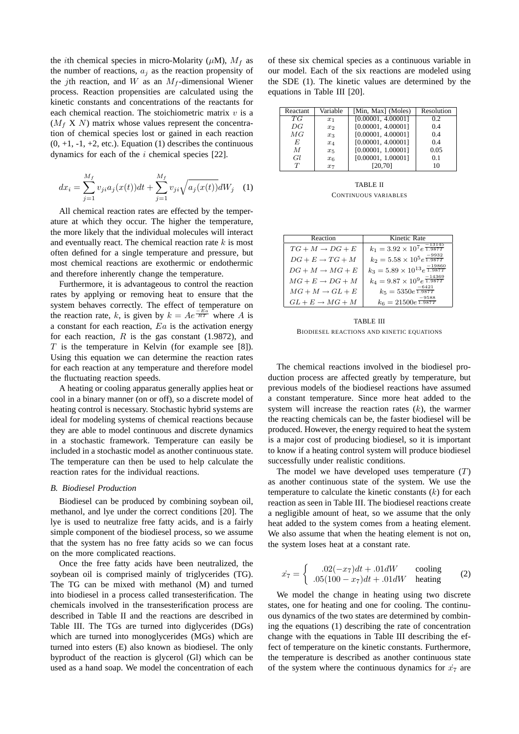the $i$th chemical species in micro-Molarity ($\mu$M), $M_f$ as the number of reactions, $a_j$ as the reaction propensity of the $j$th reaction, and $W$ as an $M_f$-dimensional Wiener process. Reaction propensities are calculated using the kinetic constants and concentrations of the reactants for each chemical reaction. The stoichiometric matrix $v$ is a ($M_f$ X $N$) matrix whose values represent the concentration of chemical species lost or gained in each reaction (0, +1, -1, +2, etc.). Equation (1) describes the continuous dynamics for each of the $i$ chemical species [22].

$$dx_i = \sum_{j=1}^{M_f} v_{ji} a_j(x(t))dt + \sum_{j=1}^{M_f} v_{ji} \sqrt{a_j(x(t))} dW_j \quad (1)$$

All chemical reaction rates are effected by the temperature at which they occur. The higher the temperature, the more likely that the individual molecules will interact and eventually react. The chemical reaction rate $k$ is most often defined for a single temperature and pressure, but most chemical reactions are exothermic or endothermic and therefore inherently change the temperature.

Furthermore, it is advantageous to control the reaction rates by applying or removing heat to ensure that the system behaves correctly. The effect of temperature on the reaction rate, $k$, is given by $k = Ae^{\frac{-Ea}{RT}}$ where $A$ is a constant for each reaction, $Ea$ is the activation energy for each reaction, $R$ is the gas constant (1.9872), and $T$ is the temperature in Kelvin (for example see [8]). Using this equation we can determine the reaction rates for each reaction at any temperature and therefore model the fluctuating reaction speeds.

A heating or cooling apparatus generally applies heat or cool in a binary manner (on or off), so a discrete model of heating control is necessary. Stochastic hybrid systems are ideal for modeling systems of chemical reactions because they are able to model continuous and discrete dynamics in a stochastic framework. Temperature can easily be included in a stochastic model as another continuous state. The temperature can then be used to help calculate the reaction rates for the individual reactions.

### B. Biodiesel Production

Biodiesel can be produced by combining soybean oil, methanol, and lye under the correct conditions [20]. The lye is used to neutralize free fatty acids, and is a fairly simple component of the biodiesel process, so we assume that the system has no free fatty acids so we can focus on the more complicated reactions.

Once the free fatty acids have been neutralized, the soybean oil is comprised mainly of triglycerides (TG). The TG can be mixed with methanol (M) and turned into biodiesel in a process called transesterification. The chemicals involved in the transesterification process are described in Table II and the reactions are described in Table III. The TGs are turned into diglycerides (DGs) which are turned into monoglycerides (MGs) which are turned into esters (E) also known as biodiesel. The only byproduct of the reaction is glycerol (Gl) which can be used as a hand soap. We model the concentration of each of these six chemical species as a continuous variable in our model. Each of the six reactions are modeled using the SDE (1). The kinetic values are determined by the equations in Table III [20].

| Reactant | Variable | [Min, Max] (Moles) | Resolution |
|---|---|---|---|
| $TG$ | $x_1$ | [0.00001, 4.00001] | 0.2 |
| $DG$ | $x_2$ | [0.00001, 4.00001] | 0.4 |
| $MG$ | $x_3$ | [0.00001, 4.00001] | 0.4 |
| $E$ | $x_4$ | [0.00001, 4.00001] | 0.4 |
| $M$ | $x_5$ | [0.00001, 1.00001] | 0.05 |
| $Gl$ | $x_6$ | [0.00001, 1.00001] | 0.1 |
| $T$ | $x_7$ | [20,70] | 10 |

TABLE II
CONTINUOUS VARIABLES

| Reaction | Kinetic Rate |
|---|---|
| $TG + M \rightarrow DG + E$ | $k_1 = 3.92 \times 10^7 e^{\frac{-13145}{1.987T}}$ |
| $DG + E \rightarrow TG + M$ | $k_2 = 5.58 \times 10^5 e^{\frac{-9932}{1.987T}}$ |
| $DG + M \rightarrow MG + E$ | $k_3 = 5.89 \times 10^{13} e^{\frac{-19860}{1.987T}}$ |
| $MG + E \rightarrow DG + M$ | $k_4 = 9.87 \times 10^9 e^{\frac{-14369}{1.987T}}$ |
| $MG + M \rightarrow GL + E$ | $k_5 = 5350 e^{\frac{-6421}{1.987T}}$ |
| $GL + E \rightarrow MG + M$ | $k_6 = 21500 e^{\frac{-9588}{1.987T}}$ |

TABLE III
BIODIESEL REACTIONS AND KINETIC EQUATIONS

The chemical reactions involved in the biodiesel production process are affected greatly by temperature, but previous models of the biodiesel reactions have assumed a constant temperature. Since more heat added to the system will increase the reaction rates ($k$), the warmer the reacting chemicals can be, the faster biodiesel will be produced. However, the energy required to heat the system is a major cost of producing biodiesel, so it is important to know if a heating control system will produce biodiesel successfully under realistic conditions.

The model we have developed uses temperature ($T$) as another continuous state of the system. We use the temperature to calculate the kinetic constants ($k$) for each reaction as seen in Table III. The biodiesel reactions create a negligible amount of heat, so we assume that the only heat added to the system comes from a heating element. We also assume that when the heating element is not on, the system loses heat at a constant rate.

$$\dot{x_7} = \begin{cases} .02(-x_7)dt + .01dW & \text{cooling} \\ .05(100 - x_7)dt + .01dW & \text{heating} \end{cases} \quad (2)$$

We model the change in heating using two discrete states, one for heating and one for cooling. The continuous dynamics of the two states are determined by combining the equations (1) describing the rate of concentration change with the equations in Table III describing the effect of temperature on the kinetic constants. Furthermore, the temperature is described as another continuous state of the system where the continuous dynamics for $\dot{x_7}$ are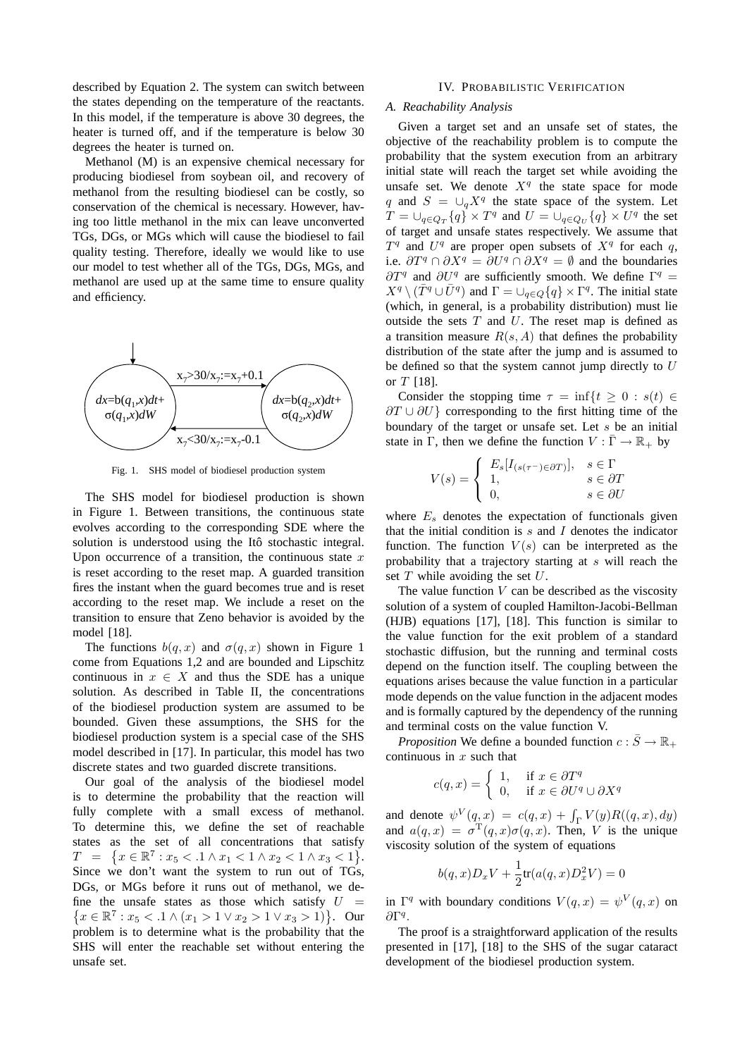described by Equation 2. The system can switch between the states depending on the temperature of the reactants. In this model, if the temperature is above 30 degrees, the heater is turned off, and if the temperature is below 30 degrees the heater is turned on.

Methanol (M) is an expensive chemical necessary for producing biodiesel from soybean oil, and recovery of methanol from the resulting biodiesel can be costly, so conservation of the chemical is necessary. However, having too little methanol in the mix can leave unconverted TGs, DGs, or MGs which will cause the biodiesel to fail quality testing. Therefore, ideally we would like to use our model to test whether all of the TGs, DGs, MGs, and methanol are used up at the same time to ensure quality and efficiency.

Fig. 1. SHS model of biodiesel production system

The SHS model for biodiesel production is shown in Figure 1. Between transitions, the continuous state evolves according to the corresponding SDE where the solution is understood using the Itô stochastic integral. Upon occurrence of a transition, the continuous state $x$ is reset according to the reset map. A guarded transition fires the instant when the guard becomes true and is reset according to the reset map. We include a reset on the transition to ensure that Zeno behavior is avoided by the model [18].

The functions $b(q,x)$ and $\sigma(q,x)$ shown in Figure 1 come from Equations 1,2 and are bounded and Lipschitz continuous in $x \in X$ and thus the SDE has a unique solution. As described in Table II, the concentrations of the biodiesel production system are assumed to be bounded. Given these assumptions, the SHS for the biodiesel production system is a special case of the SHS model described in [17]. In particular, this model has two discrete states and two guarded discrete transitions.

Our goal of the analysis of the biodiesel model is to determine the probability that the reaction will fully complete with a small excess of methanol. To determine this, we define the set of reachable states as the set of all concentrations that satisfy $T = \{x \in \mathbb{R}^7 : x_5 < .1 \wedge x_1 < 1 \wedge x_2 < 1 \wedge x_3 < 1\}$. Since we don't want the system to run out of TGs, DGs, or MGs before it runs out of methanol, we define the unsafe states as those which satisfy $U = \{x \in \mathbb{R}^7 : x_5 < .1 \wedge (x_1 > 1 \vee x_2 > 1 \vee x_3 > 1)\}$. Our problem is to determine what is the probability that the SHS will enter the reachable set without entering the unsafe set.

## IV. Probabilistic Verification

### A. Reachability Analysis

Given a target set and an unsafe set of states, the objective of the reachability problem is to compute the probability that the system execution from an arbitrary initial state will reach the target set while avoiding the unsafe set. We denote $X^q$ the state space for mode $q$ and $S = \cup_q X^q$ the state space of the system. Let $T = \cup_{q \in Q_T} \{q\} \times T^q$ and $U = \cup_{q \in Q_U} \{q\} \times U^q$ the set of target and unsafe states respectively. We assume that $T^q$ and $U^q$ are proper open subsets of $X^q$ for each $q$, i.e. $\partial T^q \cap \partial X^q = \partial U^q \cap \partial X^q = \emptyset$ and the boundaries $\partial T^q$ and $\partial U^q$ are sufficiently smooth. We define $\Gamma^q = X^q \setminus (\bar{T}^q \cup \bar{U}^q)$ and $\Gamma = \cup_{q \in Q} \{q\} \times \Gamma^q$. The initial state (which, in general, is a probability distribution) must lie outside the sets $T$ and $U$. The reset map is defined as a transition measure $R(s, A)$ that defines the probability distribution of the state after the jump and is assumed to be defined so that the system cannot jump directly to $U$ or $T$ [18].

Consider the stopping time $\tau = \inf\{t \geq 0 : s(t) \in \partial T \cup \partial U\}$ corresponding to the first hitting time of the boundary of the target or unsafe set. Let $s$ be an initial state in $\Gamma$, then we define the function $V : \bar{\Gamma} \to \mathbb{R}_+$ by

$$V(s) = \begin{cases} E_s[I_{(s(\tau^-) \in \partial T)}], & s \in \Gamma \\ 1, & s \in \partial T \\ 0, & s \in \partial U \end{cases}$$

where $E_s$ denotes the expectation of functionals given that the initial condition is $s$ and $I$ denotes the indicator function. The function $V(s)$ can be interpreted as the probability that a trajectory starting at $s$ will reach the set $T$ while avoiding the set $U$.

The value function $V$ can be described as the viscosity solution of a system of coupled Hamilton-Jacobi-Bellman (HJB) equations [17], [18]. This function is similar to the value function for the exit problem of a standard stochastic diffusion, but the running and terminal costs depend on the function itself. The coupling between the equations arises because the value function in a particular mode depends on the value function in the adjacent modes and is formally captured by the dependency of the running and terminal costs on the value function V.

*Proposition* We define a bounded function $c : \bar{S} \to \mathbb{R}_+$ continuous in $x$ such that

$$c(q,x) = \begin{cases} 1, & \text{if } x \in \partial T^q \\ 0, & \text{if } x \in \partial U^q \cup \partial X^q \end{cases}$$

and denote $\psi^V(q,x) = c(q,x) + \int_\Gamma V(y) R((q,x), dy)$ and $a(q,x) = \sigma^{\mathrm{T}}(q,x)\sigma(q,x)$. Then, $V$ is the unique viscosity solution of the system of equations

$$b(q,x) D_x V + \frac{1}{2} \mathrm{tr}(a(q,x) D_x^2 V) = 0$$

in $\Gamma^q$ with boundary conditions $V(q,x) = \psi^V(q,x)$ on $\partial \Gamma^q$.

The proof is a straightforward application of the results presented in [17], [18] to the SHS of the sugar cataract development of the biodiesel production system.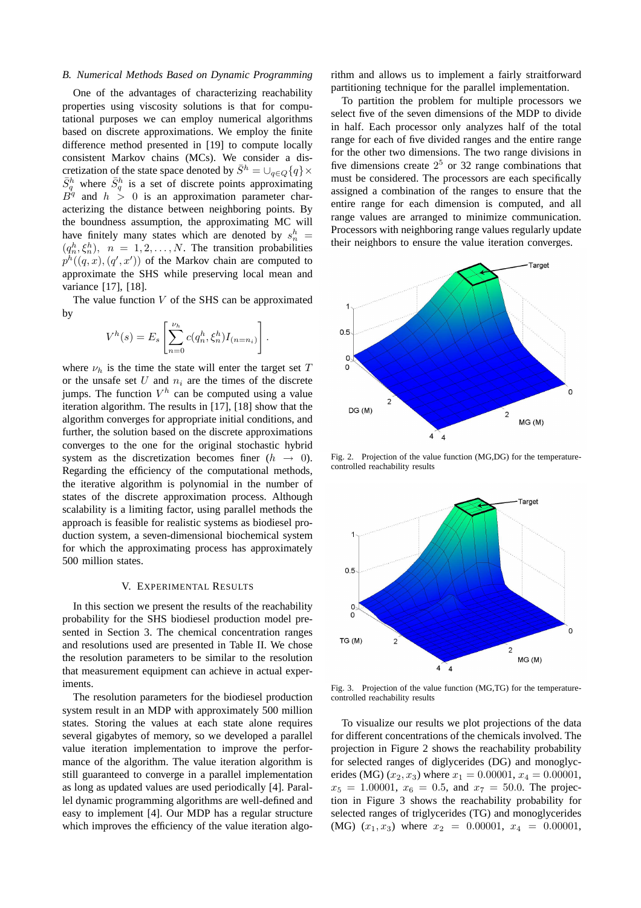### B. Numerical Methods Based on Dynamic Programming

One of the advantages of characterizing reachability properties using viscosity solutions is that for computational purposes we can employ numerical algorithms based on discrete approximations. We employ the finite difference method presented in [19] to compute locally consistent Markov chains (MCs). We consider a discretization of the state space denoted by $\bar{S}^h = \cup_{q \in Q}\{q\} \times \bar{S}^h_q$ where $\bar{S}^h_q$ is a set of discrete points approximating $B^q$ and $h > 0$ is an approximation parameter characterizing the distance between neighboring points. By the boundness assumption, the approximating MC will have finitely many states which are denoted by $s^h_n = (q^h_n, \xi^h_n)$, $n = 1, 2, \ldots, N$. The transition probabilities $p^h((q,x),(q',x'))$ of the Markov chain are computed to approximate the SHS while preserving local mean and variance [17], [18].

The value function $V$ of the SHS can be approximated by

$$V^h(s) = E_s\left[\sum_{n=0}^{\nu_h} c(q^h_n, \xi^h_n) I_{(n=n_i)}\right].$$

where $\nu_h$ is the time the state will enter the target set $T$ or the unsafe set $U$ and $n_i$ are the times of the discrete jumps. The function $V^h$ can be computed using a value iteration algorithm. The results in [17], [18] show that the algorithm converges for appropriate initial conditions, and further, the solution based on the discrete approximations converges to the one for the original stochastic hybrid system as the discretization becomes finer ($h \to 0$). Regarding the efficiency of the computational methods, the iterative algorithm is polynomial in the number of states of the discrete approximation process. Although scalability is a limiting factor, using parallel methods the approach is feasible for realistic systems as biodiesel production system, a seven-dimensional biochemical system for which the approximating process has approximately 500 million states.

## V. Experimental Results

In this section we present the results of the reachability probability for the SHS biodiesel production model presented in Section 3. The chemical concentration ranges and resolutions used are presented in Table II. We chose the resolution parameters to be similar to the resolution that measurement equipment can achieve in actual experiments.

The resolution parameters for the biodiesel production system result in an MDP with approximately 500 million states. Storing the values at each state alone requires several gigabytes of memory, so we developed a parallel value iteration implementation to improve the performance of the algorithm. The value iteration algorithm is still guaranteed to converge in a parallel implementation as long as updated values are used periodically [4]. Parallel dynamic programming algorithms are well-defined and easy to implement [4]. Our MDP has a regular structure which improves the efficiency of the value iteration algorithm and allows us to implement a fairly straitforward partitioning technique for the parallel implementation.

To partition the problem for multiple processors we select five of the seven dimensions of the MDP to divide in half. Each processor only analyzes half of the total range for each of five divided ranges and the entire range for the other two dimensions. The two range divisions in five dimensions create $2^5$ or 32 range combinations that must be considered. The processors are each specifically assigned a combination of the ranges to ensure that the entire range for each dimension is computed, and all range values are arranged to minimize communication. Processors with neighboring range values regularly update their neighbors to ensure the value iteration converges.

Fig. 2. Projection of the value function (MG,DG) for the temperature-controlled reachability results

Fig. 3. Projection of the value function (MG,TG) for the temperature-controlled reachability results

To visualize our results we plot projections of the data for different concentrations of the chemicals involved. The projection in Figure 2 shows the reachability probability for selected ranges of diglycerides (DG) and monoglycerides (MG) $(x_2, x_3)$ where $x_1 = 0.00001$, $x_4 = 0.00001$, $x_5 = 1.00001$, $x_6 = 0.5$, and $x_7 = 50.0$. The projection in Figure 3 shows the reachability probability for selected ranges of triglycerides (TG) and monoglycerides (MG) $(x_1, x_3)$ where $x_2 = 0.00001$, $x_4 = 0.00001$,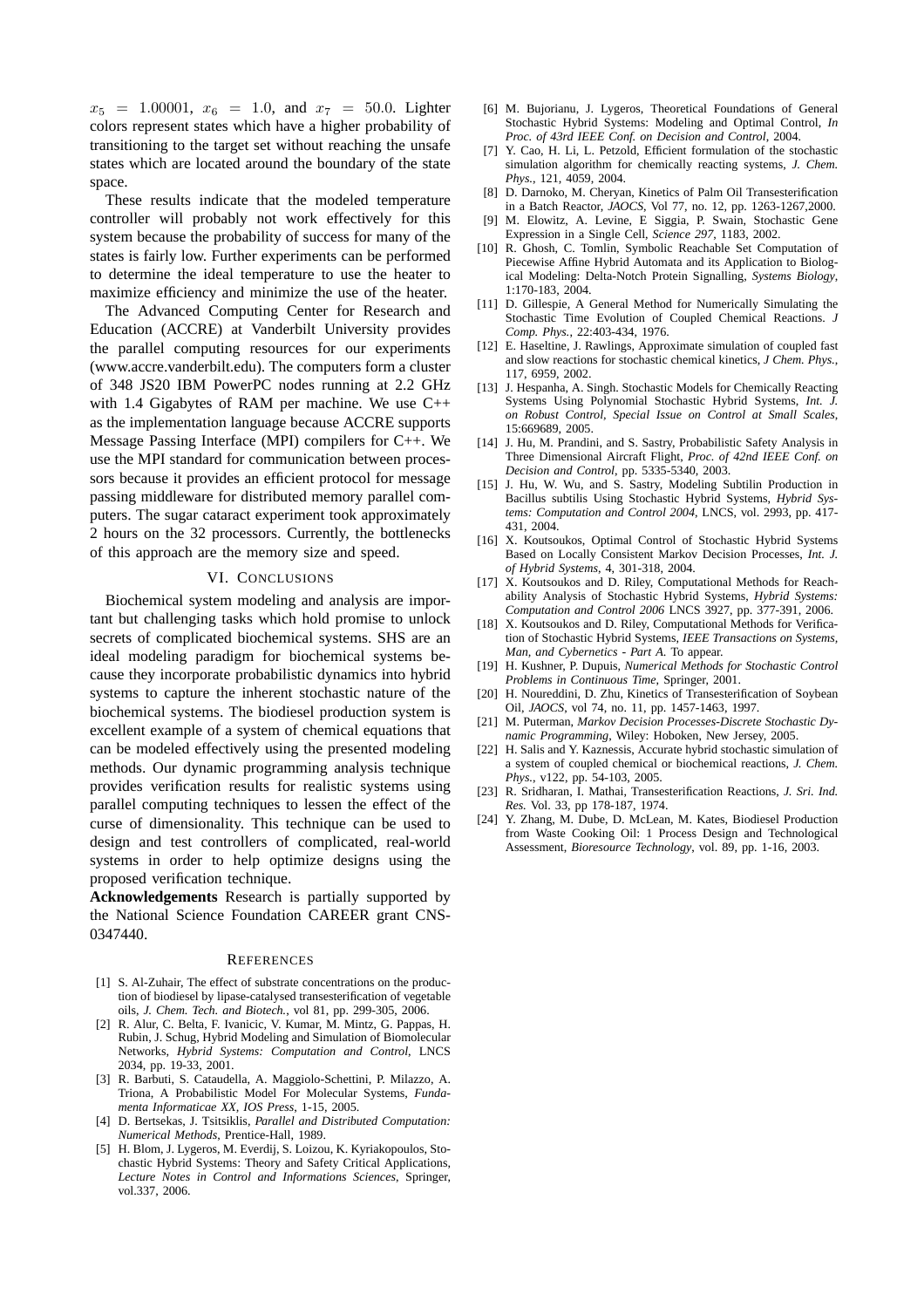$x_5 = 1.00001$, $x_6 = 1.0$, and $x_7 = 50.0$. Lighter colors represent states which have a higher probability of transitioning to the target set without reaching the unsafe states which are located around the boundary of the state space.

These results indicate that the modeled temperature controller will probably not work effectively for this system because the probability of success for many of the states is fairly low. Further experiments can be performed to determine the ideal temperature to use the heater to maximize efficiency and minimize the use of the heater.

The Advanced Computing Center for Research and Education (ACCRE) at Vanderbilt University provides the parallel computing resources for our experiments (www.accre.vanderbilt.edu). The computers form a cluster of 348 JS20 IBM PowerPC nodes running at 2.2 GHz with 1.4 Gigabytes of RAM per machine. We use C++ as the implementation language because ACCRE supports Message Passing Interface (MPI) compilers for C++. We use the MPI standard for communication between processors because it provides an efficient protocol for message passing middleware for distributed memory parallel computers. The sugar cataract experiment took approximately 2 hours on the 32 processors. Currently, the bottlenecks of this approach are the memory size and speed.

## VI. Conclusions

Biochemical system modeling and analysis are important but challenging tasks which hold promise to unlock secrets of complicated biochemical systems. SHS are an ideal modeling paradigm for biochemical systems because they incorporate probabilistic dynamics into hybrid systems to capture the inherent stochastic nature of the biochemical systems. The biodiesel production system is excellent example of a system of chemical equations that can be modeled effectively using the presented modeling methods. Our dynamic programming analysis technique provides verification results for realistic systems using parallel computing techniques to lessen the effect of the curse of dimensionality. This technique can be used to design and test controllers of complicated, real-world systems in order to help optimize designs using the proposed verification technique.

**Acknowledgements** Research is partially supported by the National Science Foundation CAREER grant CNS-0347440.

## References

[1] S. Al-Zuhair, The effect of substrate concentrations on the production of biodiesel by lipase-catalysed transesterification of vegetable oils, *J. Chem. Tech. and Biotech.*, vol 81, pp. 299-305, 2006.

[2] R. Alur, C. Belta, F. Ivanicic, V. Kumar, M. Mintz, G. Pappas, H. Rubin, J. Schug, Hybrid Modeling and Simulation of Biomolecular Networks, *Hybrid Systems: Computation and Control*, LNCS 2034, pp. 19-33, 2001.

[3] R. Barbuti, S. Cataudella, A. Maggiolo-Schettini, P. Milazzo, A. Triona, A Probabilistic Model For Molecular Systems, *Fundamenta Informaticae XX, IOS Press*, 1-15, 2005.

[4] D. Bertsekas, J. Tsitsiklis, *Parallel and Distributed Computation: Numerical Methods*, Prentice-Hall, 1989.

[5] H. Blom, J. Lygeros, M. Everdij, S. Loizou, K. Kyriakopoulos, Stochastic Hybrid Systems: Theory and Safety Critical Applications, *Lecture Notes in Control and Informations Sciences*, Springer, vol.337, 2006.

[6] M. Bujorianu, J. Lygeros, Theoretical Foundations of General Stochastic Hybrid Systems: Modeling and Optimal Control, *In Proc. of 43rd IEEE Conf. on Decision and Control*, 2004.

[7] Y. Cao, H. Li, L. Petzold, Efficient formulation of the stochastic simulation algorithm for chemically reacting systems, *J. Chem. Phys.*, 121, 4059, 2004.

[8] D. Darnoko, M. Cheryan, Kinetics of Palm Oil Transesterification in a Batch Reactor, *JAOCS*, Vol 77, no. 12, pp. 1263-1267,2000.

[9] M. Elowitz, A. Levine, E Siggia, P. Swain, Stochastic Gene Expression in a Single Cell, *Science 297*, 1183, 2002.

[10] R. Ghosh, C. Tomlin, Symbolic Reachable Set Computation of Piecewise Affine Hybrid Automata and its Application to Biological Modeling: Delta-Notch Protein Signalling, *Systems Biology*, 1:170-183, 2004.

[11] D. Gillespie, A General Method for Numerically Simulating the Stochastic Time Evolution of Coupled Chemical Reactions. *J Comp. Phys.*, 22:403-434, 1976.

[12] E. Haseltine, J. Rawlings, Approximate simulation of coupled fast and slow reactions for stochastic chemical kinetics, *J Chem. Phys.*, 117, 6959, 2002.

[13] J. Hespanha, A. Singh. Stochastic Models for Chemically Reacting Systems Using Polynomial Stochastic Hybrid Systems, *Int. J. on Robust Control, Special Issue on Control at Small Scales*, 15:669689, 2005.

[14] J. Hu, M. Prandini, and S. Sastry, Probabilistic Safety Analysis in Three Dimensional Aircraft Flight, *Proc. of 42nd IEEE Conf. on Decision and Control*, pp. 5335-5340, 2003.

[15] J. Hu, W. Wu, and S. Sastry, Modeling Subtilin Production in Bacillus subtilis Using Stochastic Hybrid Systems, *Hybrid Systems: Computation and Control 2004*, LNCS, vol. 2993, pp. 417-431, 2004.

[16] X. Koutsoukos, Optimal Control of Stochastic Hybrid Systems Based on Locally Consistent Markov Decision Processes, *Int. J. of Hybrid Systems*, 4, 301-318, 2004.

[17] X. Koutsoukos and D. Riley, Computational Methods for Reachability Analysis of Stochastic Hybrid Systems, *Hybrid Systems: Computation and Control 2006* LNCS 3927, pp. 377-391, 2006.

[18] X. Koutsoukos and D. Riley, Computational Methods for Verification of Stochastic Hybrid Systems, *IEEE Transactions on Systems, Man, and Cybernetics - Part A.* To appear.

[19] H. Kushner, P. Dupuis, *Numerical Methods for Stochastic Control Problems in Continuous Time*, Springer, 2001.

[20] H. Noureddini, D. Zhu, Kinetics of Transesterification of Soybean Oil, *JAOCS*, vol 74, no. 11, pp. 1457-1463, 1997.

[21] M. Puterman, *Markov Decision Processes-Discrete Stochastic Dynamic Programming*, Wiley: Hoboken, New Jersey, 2005.

[22] H. Salis and Y. Kaznessis, Accurate hybrid stochastic simulation of a system of coupled chemical or biochemical reactions, *J. Chem. Phys.*, v122, pp. 54-103, 2005.

[23] R. Sridharan, I. Mathai, Transesterification Reactions, *J. Sri. Ind. Res.* Vol. 33, pp 178-187, 1974.

[24] Y. Zhang, M. Dube, D. McLean, M. Kates, Biodiesel Production from Waste Cooking Oil: 1 Process Design and Technological Assessment, *Bioresource Technology*, vol. 89, pp. 1-16, 2003.